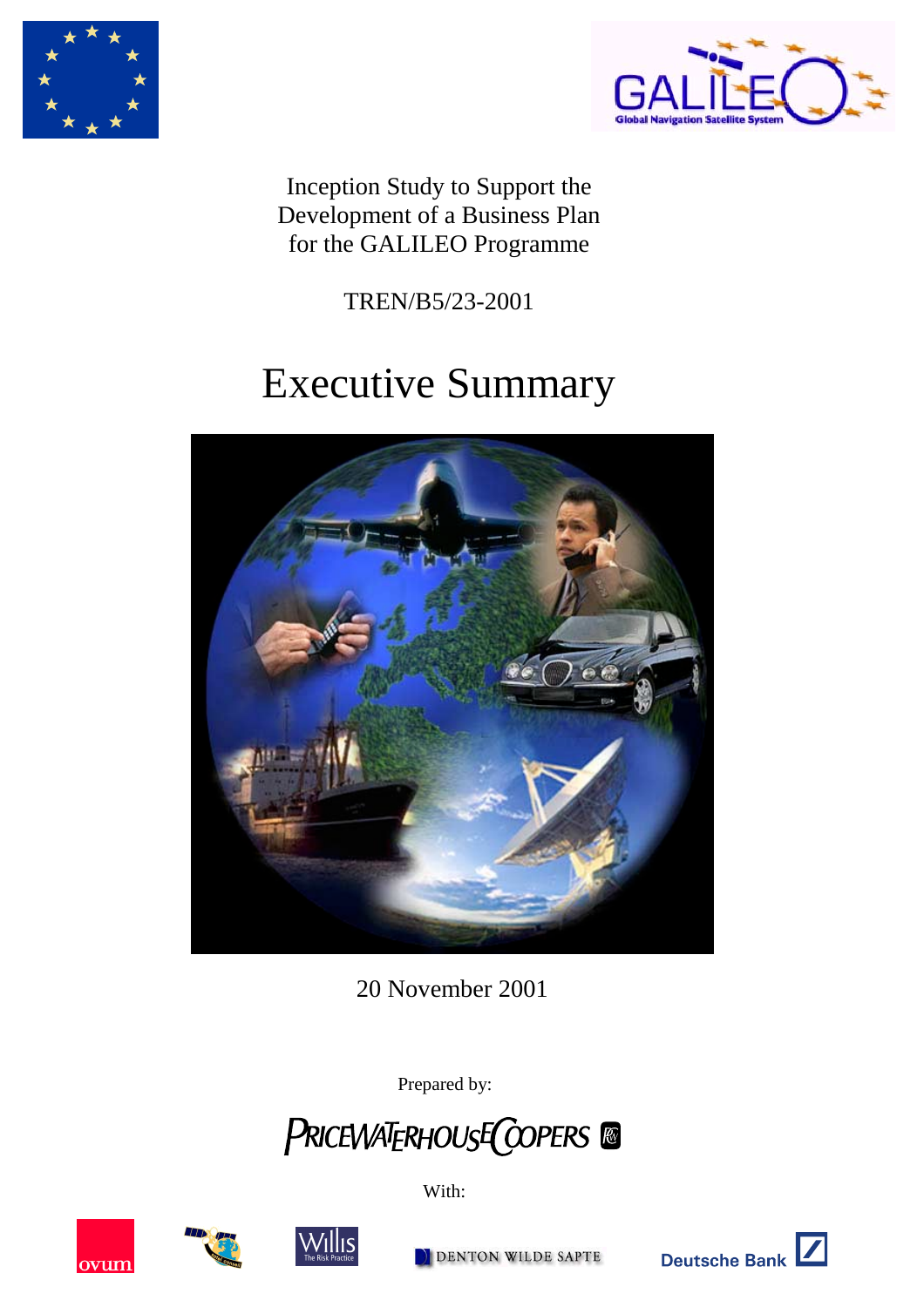Inception Study to Support the Development of a Business Plan for the GALILEO Programme

TREN/B5/23-2001

# Executive Summary

20 November 2001

Prepared by:

PRICEWATERHOUSECOOPERS

With:

ovum

Willis The Risk Practice

DENTON WILDE SAPTE

Deutsche Bank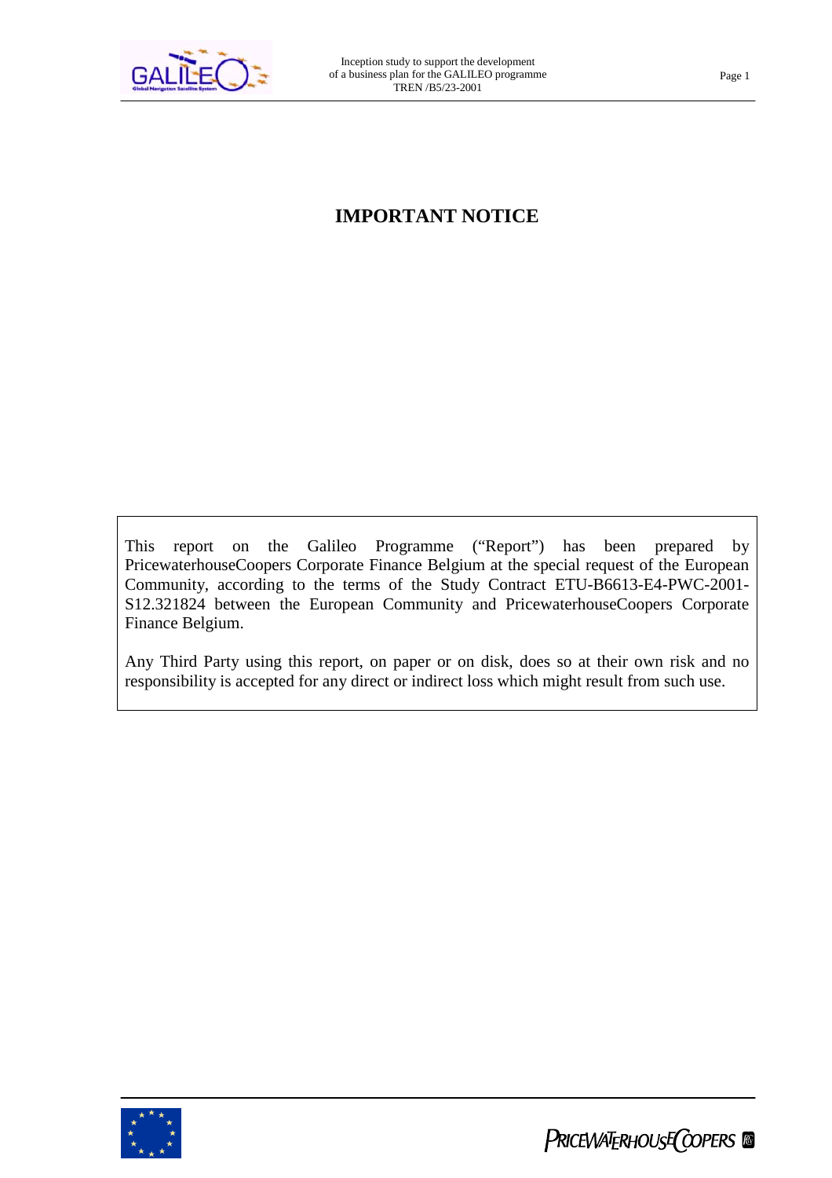# IMPORTANT NOTICE

This report on the Galileo Programme ("Report") has been prepared by PricewaterhouseCoopers Corporate Finance Belgium at the special request of the European Community, according to the terms of the Study Contract ETU-B6613-E4-PWC-2001-S12.321824 between the European Community and PricewaterhouseCoopers Corporate Finance Belgium.

Any Third Party using this report, on paper or on disk, does so at their own risk and no responsibility is accepted for any direct or indirect loss which might result from such use.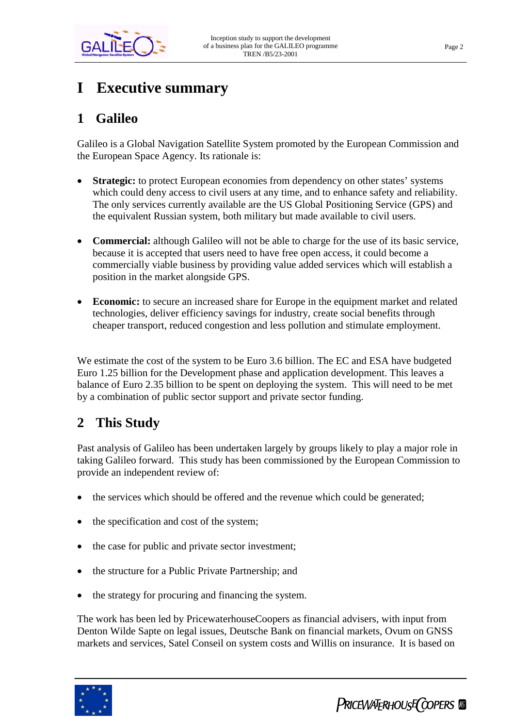# I Executive summary

## 1 Galileo

Galileo is a Global Navigation Satellite System promoted by the European Commission and the European Space Agency. Its rationale is:

- **Strategic:** to protect European economies from dependency on other states' systems which could deny access to civil users at any time, and to enhance safety and reliability. The only services currently available are the US Global Positioning Service (GPS) and the equivalent Russian system, both military but made available to civil users.

- **Commercial:** although Galileo will not be able to charge for the use of its basic service, because it is accepted that users need to have free open access, it could become a commercially viable business by providing value added services which will establish a position in the market alongside GPS.

- **Economic:** to secure an increased share for Europe in the equipment market and related technologies, deliver efficiency savings for industry, create social benefits through cheaper transport, reduced congestion and less pollution and stimulate employment.

We estimate the cost of the system to be Euro 3.6 billion. The EC and ESA have budgeted Euro 1.25 billion for the Development phase and application development. This leaves a balance of Euro 2.35 billion to be spent on deploying the system. This will need to be met by a combination of public sector support and private sector funding.

## 2 This Study

Past analysis of Galileo has been undertaken largely by groups likely to play a major role in taking Galileo forward. This study has been commissioned by the European Commission to provide an independent review of:

- the services which should be offered and the revenue which could be generated;

- the specification and cost of the system;

- the case for public and private sector investment;

- the structure for a Public Private Partnership; and

- the strategy for procuring and financing the system.

The work has been led by PricewaterhouseCoopers as financial advisers, with input from Denton Wilde Sapte on legal issues, Deutsche Bank on financial markets, Ovum on GNSS markets and services, Satel Conseil on system costs and Willis on insurance. It is based on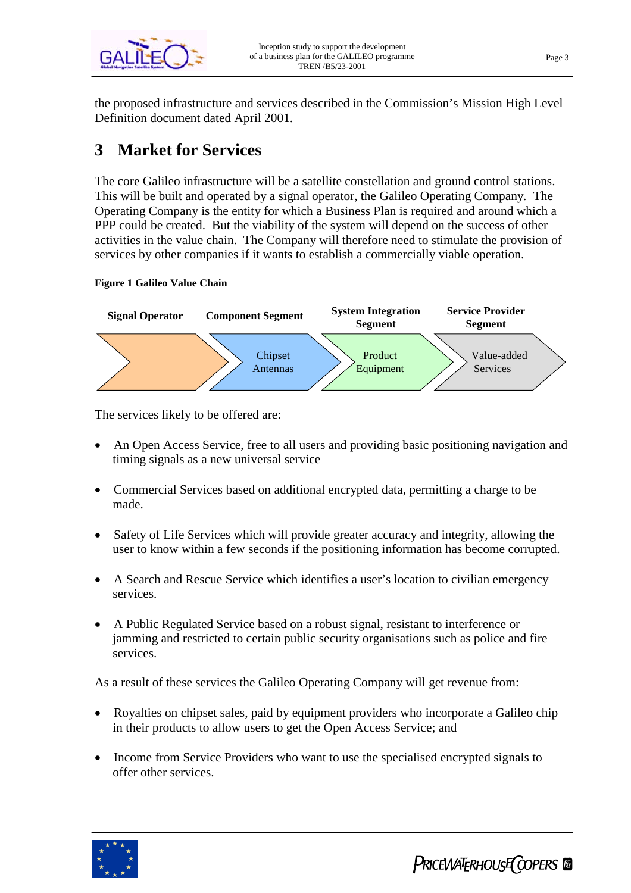the proposed infrastructure and services described in the Commission's Mission High Level Definition document dated April 2001.

# 3 Market for Services

The core Galileo infrastructure will be a satellite constellation and ground control stations. This will be built and operated by a signal operator, the Galileo Operating Company. The Operating Company is the entity for which a Business Plan is required and around which a PPP could be created. But the viability of the system will depend on the success of other activities in the value chain. The Company will therefore need to stimulate the provision of services by other companies if it wants to establish a commercially viable operation.

**Figure 1 Galileo Value Chain**

| Signal Operator | Component Segment | System Integration Segment | Service Provider Segment |
|---|---|---|---|
| | Chipset Antennas | Product Equipment | Value-added Services |

The services likely to be offered are:

- An Open Access Service, free to all users and providing basic positioning navigation and timing signals as a new universal service
- Commercial Services based on additional encrypted data, permitting a charge to be made.
- Safety of Life Services which will provide greater accuracy and integrity, allowing the user to know within a few seconds if the positioning information has become corrupted.
- A Search and Rescue Service which identifies a user's location to civilian emergency services.
- A Public Regulated Service based on a robust signal, resistant to interference or jamming and restricted to certain public security organisations such as police and fire services.

As a result of these services the Galileo Operating Company will get revenue from:

- Royalties on chipset sales, paid by equipment providers who incorporate a Galileo chip in their products to allow users to get the Open Access Service; and
- Income from Service Providers who want to use the specialised encrypted signals to offer other services.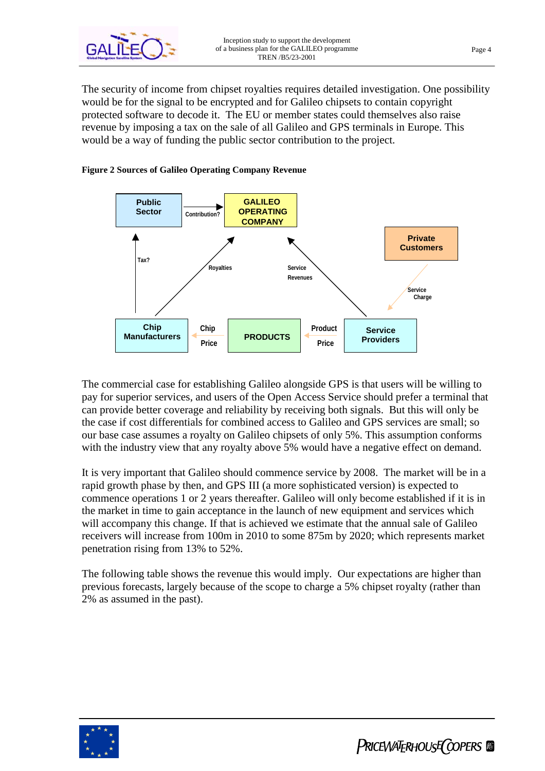The security of income from chipset royalties requires detailed investigation. One possibility would be for the signal to be encrypted and for Galileo chipsets to contain copyright protected software to decode it. The EU or member states could themselves also raise revenue by imposing a tax on the sale of all Galileo and GPS terminals in Europe. This would be a way of funding the public sector contribution to the project.

**Figure 2 Sources of Galileo Operating Company Revenue**

The commercial case for establishing Galileo alongside GPS is that users will be willing to pay for superior services, and users of the Open Access Service should prefer a terminal that can provide better coverage and reliability by receiving both signals. But this will only be the case if cost differentials for combined access to Galileo and GPS services are small; so our base case assumes a royalty on Galileo chipsets of only 5%. This assumption conforms with the industry view that any royalty above 5% would have a negative effect on demand.

It is very important that Galileo should commence service by 2008. The market will be in a rapid growth phase by then, and GPS III (a more sophisticated version) is expected to commence operations 1 or 2 years thereafter. Galileo will only become established if it is in the market in time to gain acceptance in the launch of new equipment and services which will accompany this change. If that is achieved we estimate that the annual sale of Galileo receivers will increase from 100m in 2010 to some 875m by 2020; which represents market penetration rising from 13% to 52%.

The following table shows the revenue this would imply. Our expectations are higher than previous forecasts, largely because of the scope to charge a 5% chipset royalty (rather than 2% as assumed in the past).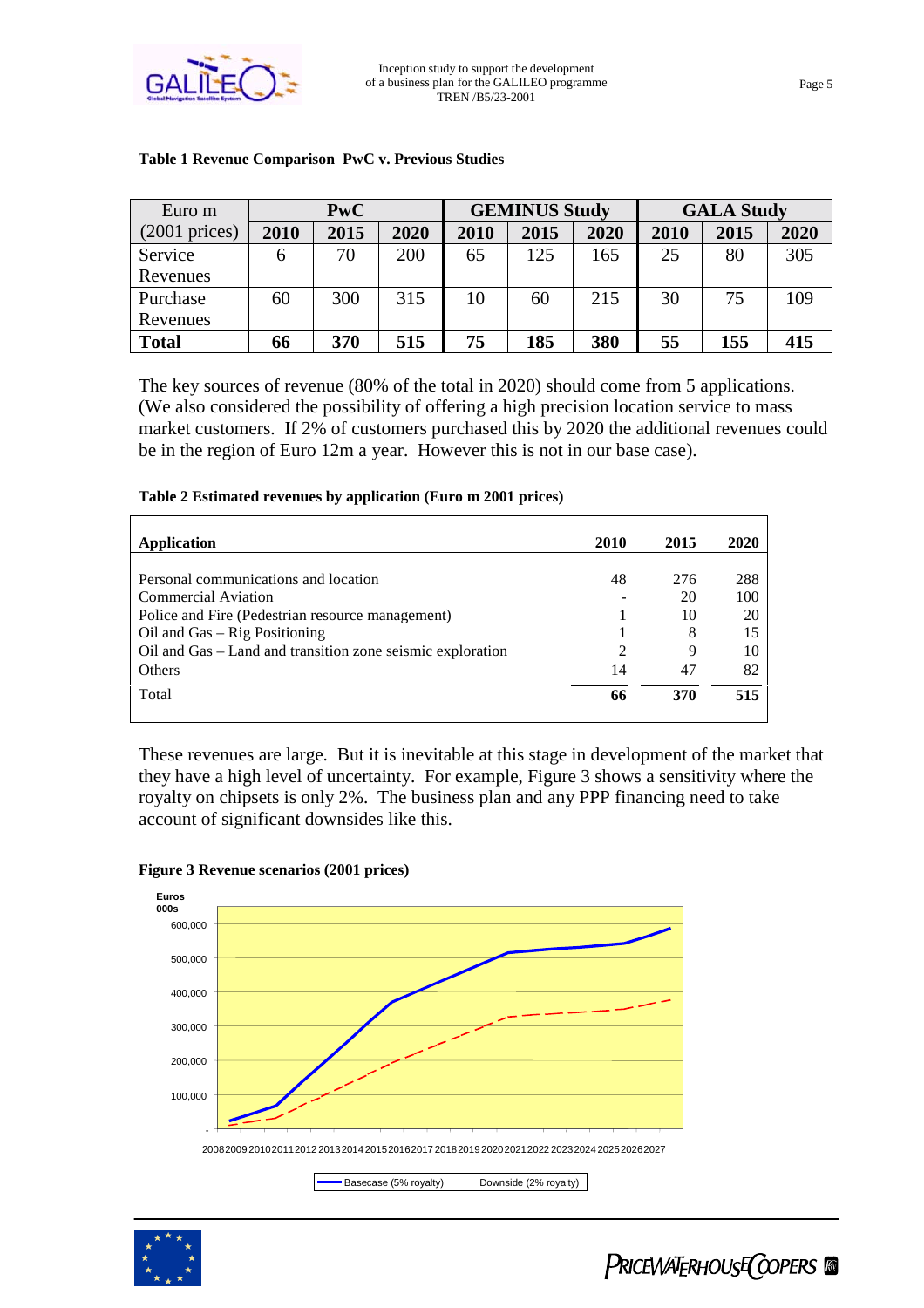**Table 1 Revenue Comparison PwC v. Previous Studies**

| Euro m | PwC | | | GEMINUS Study | | | GALA Study | | |
|---|---|---|---|---|---|---|---|---|---|
| (2001 prices) | **2010** | **2015** | **2020** | **2010** | **2015** | **2020** | **2010** | **2015** | **2020** |
| Service Revenues | 6 | 70 | 200 | 65 | 125 | 165 | 25 | 80 | 305 |
| Purchase Revenues | 60 | 300 | 315 | 10 | 60 | 215 | 30 | 75 | 109 |
| **Total** | **66** | **370** | **515** | **75** | **185** | **380** | **55** | **155** | **415** |

The key sources of revenue (80% of the total in 2020) should come from 5 applications. (We also considered the possibility of offering a high precision location service to mass market customers. If 2% of customers purchased this by 2020 the additional revenues could be in the region of Euro 12m a year. However this is not in our base case).

**Table 2 Estimated revenues by application (Euro m 2001 prices)**

| Application | 2010 | 2015 | 2020 |
|---|---|---|---|
| Personal communications and location | 48 | 276 | 288 |
| Commercial Aviation | - | 20 | 100 |
| Police and Fire (Pedestrian resource management) | 1 | 10 | 20 |
| Oil and Gas – Rig Positioning | 1 | 8 | 15 |
| Oil and Gas – Land and transition zone seismic exploration | 2 | 9 | 10 |
| Others | 14 | 47 | 82 |
| Total | **66** | **370** | **515** |

These revenues are large. But it is inevitable at this stage in development of the market that they have a high level of uncertainty. For example, Figure 3 shows a sensitivity where the royalty on chipsets is only 2%. The business plan and any PPP financing need to take account of significant downsides like this.

**Figure 3 Revenue scenarios (2001 prices)**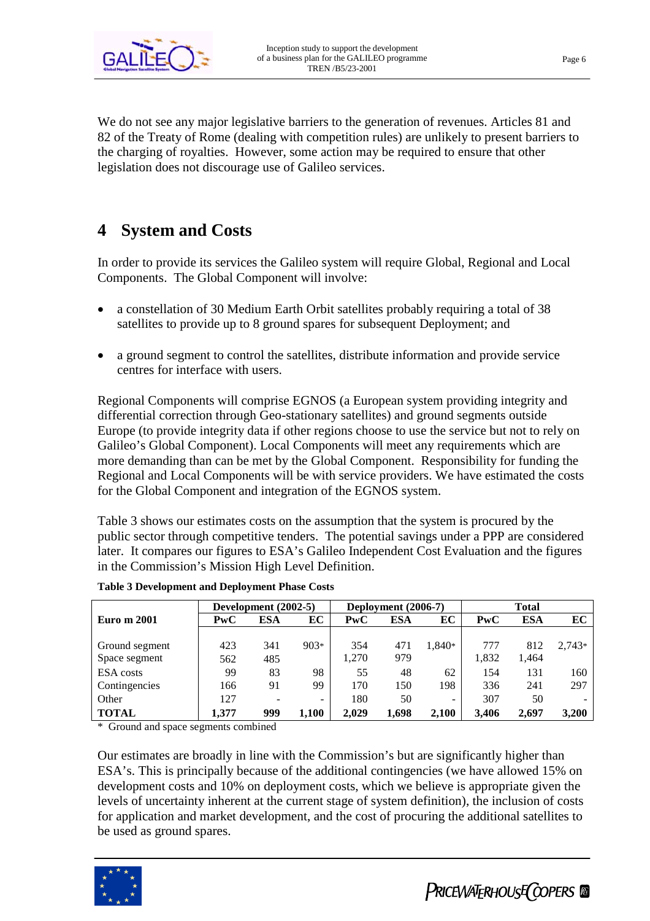We do not see any major legislative barriers to the generation of revenues. Articles 81 and 82 of the Treaty of Rome (dealing with competition rules) are unlikely to present barriers to the charging of royalties. However, some action may be required to ensure that other legislation does not discourage use of Galileo services.

# 4 System and Costs

In order to provide its services the Galileo system will require Global, Regional and Local Components. The Global Component will involve:

- a constellation of 30 Medium Earth Orbit satellites probably requiring a total of 38 satellites to provide up to 8 ground spares for subsequent Deployment; and

- a ground segment to control the satellites, distribute information and provide service centres for interface with users.

Regional Components will comprise EGNOS (a European system providing integrity and differential correction through Geo-stationary satellites) and ground segments outside Europe (to provide integrity data if other regions choose to use the service but not to rely on Galileo's Global Component). Local Components will meet any requirements which are more demanding than can be met by the Global Component. Responsibility for funding the Regional and Local Components will be with service providers. We have estimated the costs for the Global Component and integration of the EGNOS system.

Table 3 shows our estimates costs on the assumption that the system is procured by the public sector through competitive tenders. The potential savings under a PPP are considered later. It compares our figures to ESA's Galileo Independent Cost Evaluation and the figures in the Commission's Mission High Level Definition.

**Table 3 Development and Deployment Phase Costs**

| Euro m 2001 | Development (2002-5) | | | Deployment (2006-7) | | | Total | | |
|---|---|---|---|---|---|---|---|---|---|
| | **PwC** | **ESA** | **EC** | **PwC** | **ESA** | **EC** | **PwC** | **ESA** | **EC** |
| Ground segment | 423 | 341 | 903* | 354 | 471 | 1,840* | 777 | 812 | 2,743* |
| Space segment | 562 | 485 | | 1,270 | 979 | | 1,832 | 1,464 | |
| ESA costs | 99 | 83 | 98 | 55 | 48 | 62 | 154 | 131 | 160 |
| Contingencies | 166 | 91 | 99 | 170 | 150 | 198 | 336 | 241 | 297 |
| Other | 127 | - | - | 180 | 50 | - | 307 | 50 | - |
| **TOTAL** | **1,377** | **999** | **1,100** | **2,029** | **1,698** | **2,100** | **3,406** | **2,697** | **3,200** |

\* Ground and space segments combined

Our estimates are broadly in line with the Commission's but are significantly higher than ESA's. This is principally because of the additional contingencies (we have allowed 15% on development costs and 10% on deployment costs, which we believe is appropriate given the levels of uncertainty inherent at the current stage of system definition), the inclusion of costs for application and market development, and the cost of procuring the additional satellites to be used as ground spares.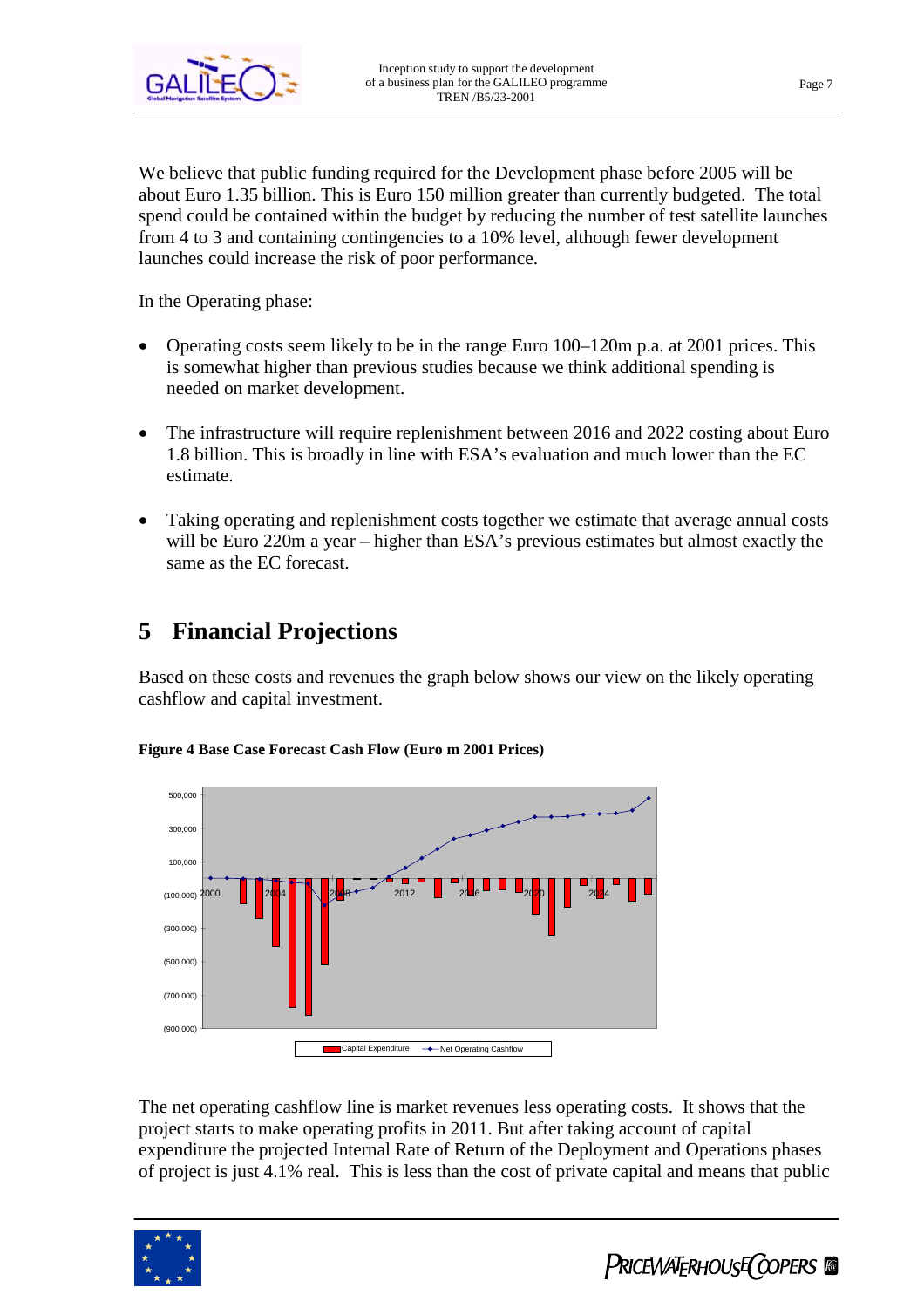We believe that public funding required for the Development phase before 2005 will be about Euro 1.35 billion. This is Euro 150 million greater than currently budgeted. The total spend could be contained within the budget by reducing the number of test satellite launches from 4 to 3 and containing contingencies to a 10% level, although fewer development launches could increase the risk of poor performance.

In the Operating phase:

- Operating costs seem likely to be in the range Euro 100–120m p.a. at 2001 prices. This is somewhat higher than previous studies because we think additional spending is needed on market development.
- The infrastructure will require replenishment between 2016 and 2022 costing about Euro 1.8 billion. This is broadly in line with ESA's evaluation and much lower than the EC estimate.
- Taking operating and replenishment costs together we estimate that average annual costs will be Euro 220m a year – higher than ESA's previous estimates but almost exactly the same as the EC forecast.

# 5 Financial Projections

Based on these costs and revenues the graph below shows our view on the likely operating cashflow and capital investment.

**Figure 4 Base Case Forecast Cash Flow (Euro m 2001 Prices)**

The net operating cashflow line is market revenues less operating costs. It shows that the project starts to make operating profits in 2011. But after taking account of capital expenditure the projected Internal Rate of Return of the Deployment and Operations phases of project is just 4.1% real. This is less than the cost of private capital and means that public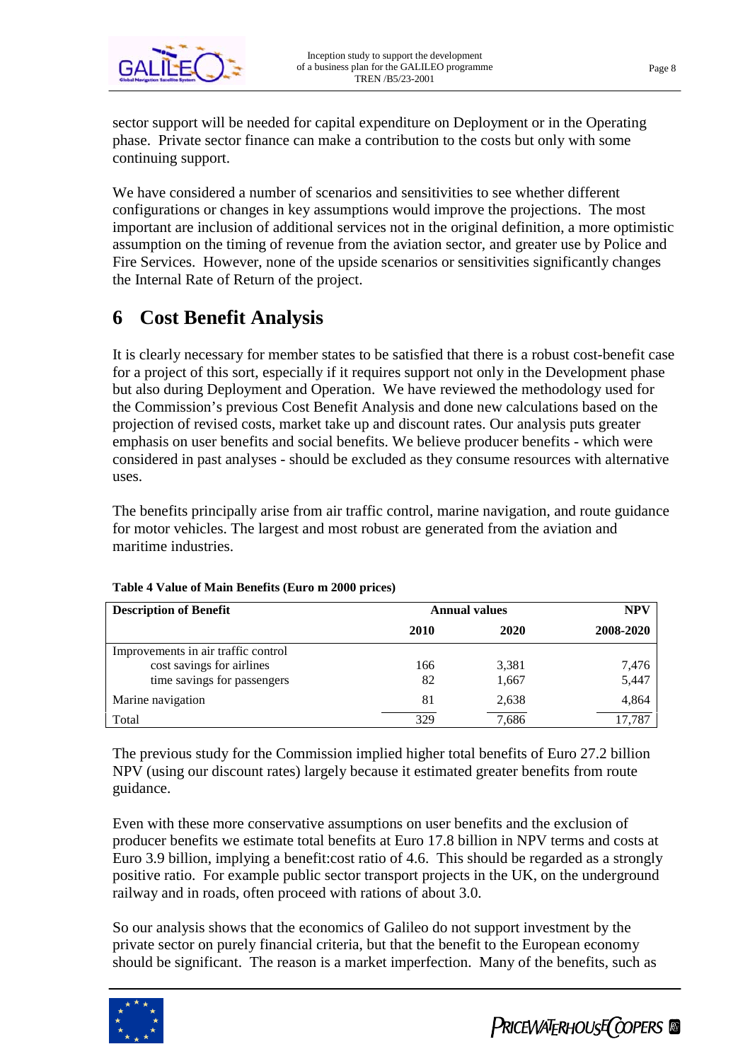sector support will be needed for capital expenditure on Deployment or in the Operating phase. Private sector finance can make a contribution to the costs but only with some continuing support.

We have considered a number of scenarios and sensitivities to see whether different configurations or changes in key assumptions would improve the projections. The most important are inclusion of additional services not in the original definition, a more optimistic assumption on the timing of revenue from the aviation sector, and greater use by Police and Fire Services. However, none of the upside scenarios or sensitivities significantly changes the Internal Rate of Return of the project.

# 6 Cost Benefit Analysis

It is clearly necessary for member states to be satisfied that there is a robust cost-benefit case for a project of this sort, especially if it requires support not only in the Development phase but also during Deployment and Operation. We have reviewed the methodology used for the Commission's previous Cost Benefit Analysis and done new calculations based on the projection of revised costs, market take up and discount rates. Our analysis puts greater emphasis on user benefits and social benefits. We believe producer benefits - which were considered in past analyses - should be excluded as they consume resources with alternative uses.

The benefits principally arise from air traffic control, marine navigation, and route guidance for motor vehicles. The largest and most robust are generated from the aviation and maritime industries.

**Table 4 Value of Main Benefits (Euro m 2000 prices)**

| Description of Benefit | Annual values | | NPV |
|---|---|---|---|
| | 2010 | 2020 | 2008-2020 |
| Improvements in air traffic control | | | |
| cost savings for airlines | 166 | 3,381 | 7,476 |
| time savings for passengers | 82 | 1,667 | 5,447 |
| Marine navigation | 81 | 2,638 | 4,864 |
| Total | 329 | 7,686 | 17,787 |

The previous study for the Commission implied higher total benefits of Euro 27.2 billion NPV (using our discount rates) largely because it estimated greater benefits from route guidance.

Even with these more conservative assumptions on user benefits and the exclusion of producer benefits we estimate total benefits at Euro 17.8 billion in NPV terms and costs at Euro 3.9 billion, implying a benefit:cost ratio of 4.6. This should be regarded as a strongly positive ratio. For example public sector transport projects in the UK, on the underground railway and in roads, often proceed with rations of about 3.0.

So our analysis shows that the economics of Galileo do not support investment by the private sector on purely financial criteria, but that the benefit to the European economy should be significant. The reason is a market imperfection. Many of the benefits, such as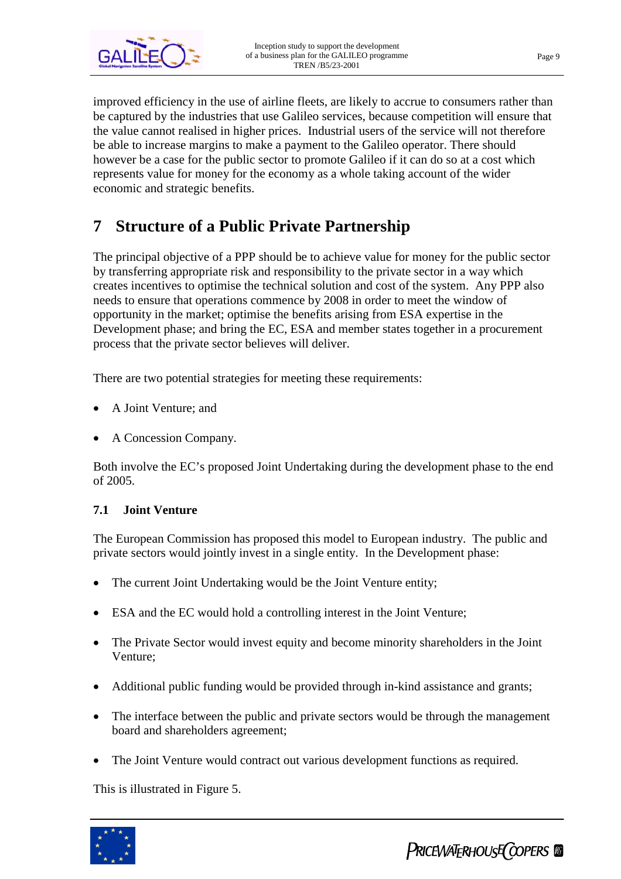improved efficiency in the use of airline fleets, are likely to accrue to consumers rather than be captured by the industries that use Galileo services, because competition will ensure that the value cannot realised in higher prices. Industrial users of the service will not therefore be able to increase margins to make a payment to the Galileo operator. There should however be a case for the public sector to promote Galileo if it can do so at a cost which represents value for money for the economy as a whole taking account of the wider economic and strategic benefits.

# 7 Structure of a Public Private Partnership

The principal objective of a PPP should be to achieve value for money for the public sector by transferring appropriate risk and responsibility to the private sector in a way which creates incentives to optimise the technical solution and cost of the system. Any PPP also needs to ensure that operations commence by 2008 in order to meet the window of opportunity in the market; optimise the benefits arising from ESA expertise in the Development phase; and bring the EC, ESA and member states together in a procurement process that the private sector believes will deliver.

There are two potential strategies for meeting these requirements:

- A Joint Venture; and
- A Concession Company.

Both involve the EC's proposed Joint Undertaking during the development phase to the end of 2005.

## 7.1 Joint Venture

The European Commission has proposed this model to European industry. The public and private sectors would jointly invest in a single entity. In the Development phase:

- The current Joint Undertaking would be the Joint Venture entity;
- ESA and the EC would hold a controlling interest in the Joint Venture;
- The Private Sector would invest equity and become minority shareholders in the Joint Venture;
- Additional public funding would be provided through in-kind assistance and grants;
- The interface between the public and private sectors would be through the management board and shareholders agreement;
- The Joint Venture would contract out various development functions as required.

This is illustrated in Figure 5.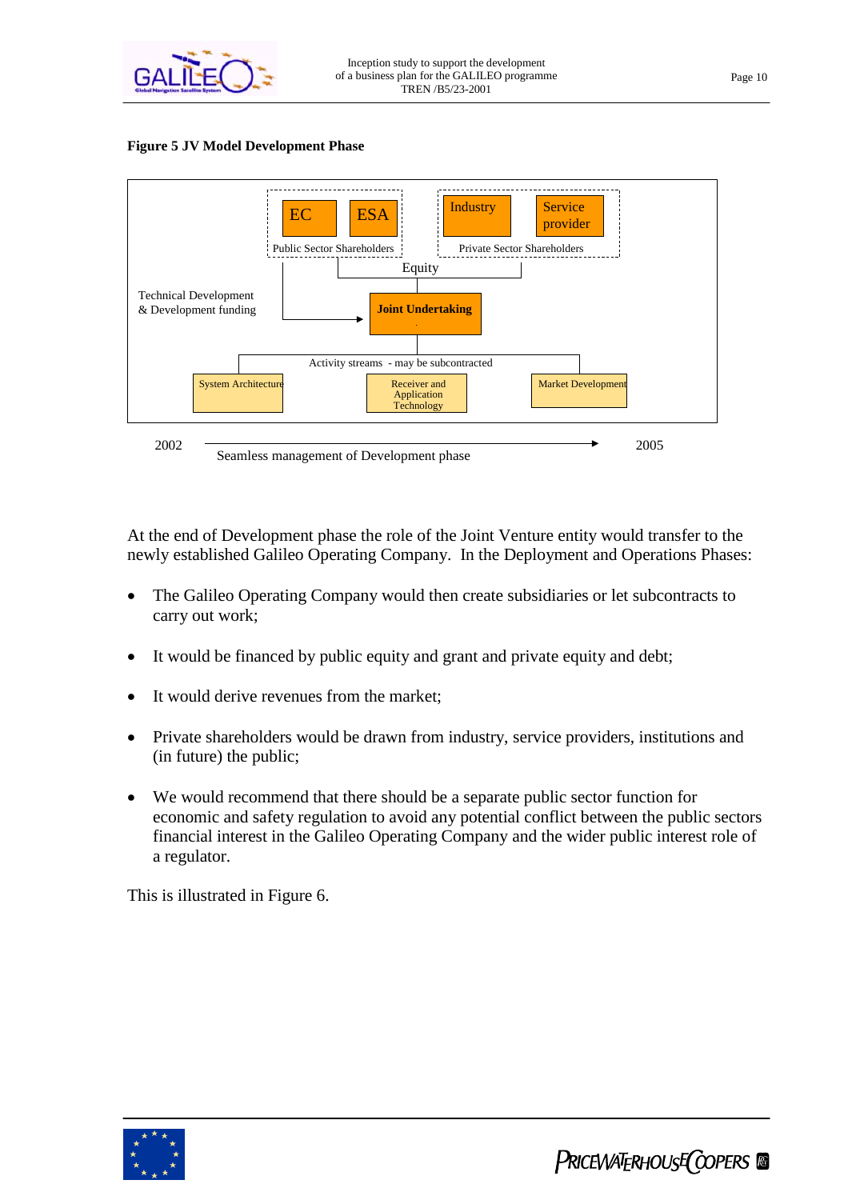**Figure 5 JV Model Development Phase**

EC | ESA — Public Sector Shareholders

Industry | Service provider — Private Sector Shareholders

Equity

Technical Development & Development funding

Joint Undertaking

Activity streams - may be subcontracted

System Architecture | Receiver and Application Technology | Market Development

2002 — Seamless management of Development phase — 2005

At the end of Development phase the role of the Joint Venture entity would transfer to the newly established Galileo Operating Company. In the Deployment and Operations Phases:

- The Galileo Operating Company would then create subsidiaries or let subcontracts to carry out work;
- It would be financed by public equity and grant and private equity and debt;
- It would derive revenues from the market;
- Private shareholders would be drawn from industry, service providers, institutions and (in future) the public;
- We would recommend that there should be a separate public sector function for economic and safety regulation to avoid any potential conflict between the public sectors financial interest in the Galileo Operating Company and the wider public interest role of a regulator.

This is illustrated in Figure 6.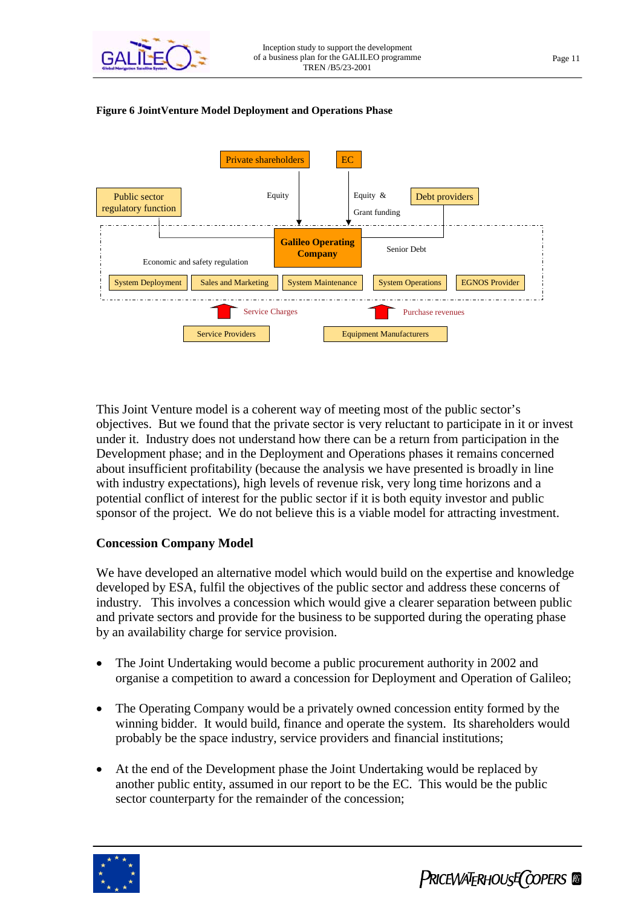**Figure 6 JointVenture Model Deployment and Operations Phase**

Private shareholders

EC

Public sector regulatory function

Equity

Equity & Grant funding

Debt providers

Galileo Operating Company

Senior Debt

Economic and safety regulation

System Deployment | Sales and Marketing | System Maintenance | System Operations | EGNOS Provider

Service Charges

Purchase revenues

Service Providers

Equipment Manufacturers

This Joint Venture model is a coherent way of meeting most of the public sector's objectives. But we found that the private sector is very reluctant to participate in it or invest under it. Industry does not understand how there can be a return from participation in the Development phase; and in the Deployment and Operations phases it remains concerned about insufficient profitability (because the analysis we have presented is broadly in line with industry expectations), high levels of revenue risk, very long time horizons and a potential conflict of interest for the public sector if it is both equity investor and public sponsor of the project. We do not believe this is a viable model for attracting investment.

**Concession Company Model**

We have developed an alternative model which would build on the expertise and knowledge developed by ESA, fulfil the objectives of the public sector and address these concerns of industry. This involves a concession which would give a clearer separation between public and private sectors and provide for the business to be supported during the operating phase by an availability charge for service provision.

- The Joint Undertaking would become a public procurement authority in 2002 and organise a competition to award a concession for Deployment and Operation of Galileo;
- The Operating Company would be a privately owned concession entity formed by the winning bidder. It would build, finance and operate the system. Its shareholders would probably be the space industry, service providers and financial institutions;
- At the end of the Development phase the Joint Undertaking would be replaced by another public entity, assumed in our report to be the EC. This would be the public sector counterparty for the remainder of the concession;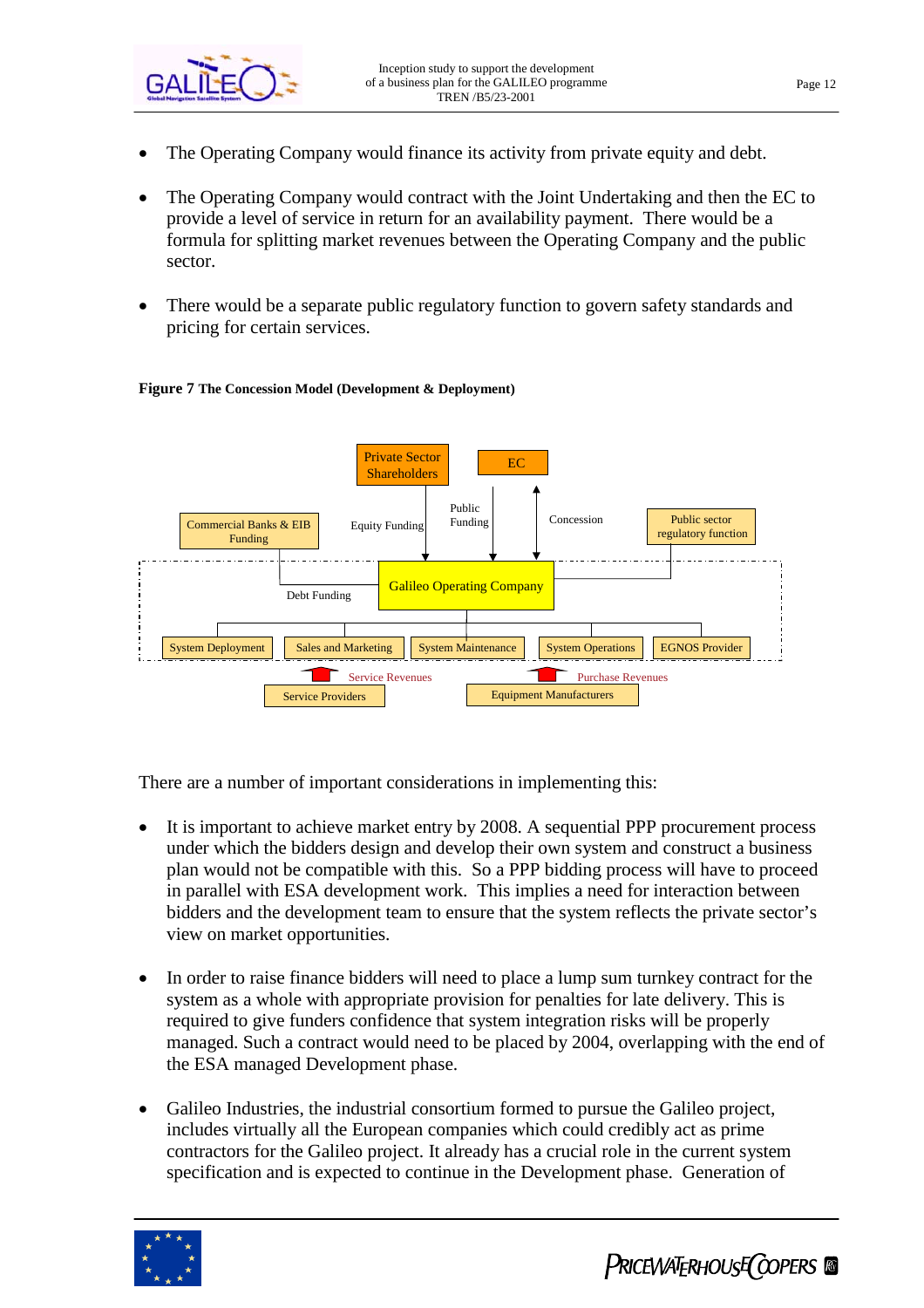- The Operating Company would finance its activity from private equity and debt.

- The Operating Company would contract with the Joint Undertaking and then the EC to provide a level of service in return for an availability payment. There would be a formula for splitting market revenues between the Operating Company and the public sector.

- There would be a separate public regulatory function to govern safety standards and pricing for certain services.

**Figure 7 The Concession Model (Development & Deployment)**

Private Sector Shareholders | EC | Commercial Banks & EIB Funding | Equity Funding | Public Funding | Concession | Public sector regulatory function | Galileo Operating Company | Debt Funding | System Deployment | Sales and Marketing | System Maintenance | System Operations | EGNOS Provider | Service Revenues | Purchase Revenues | Service Providers | Equipment Manufacturers

There are a number of important considerations in implementing this:

- It is important to achieve market entry by 2008. A sequential PPP procurement process under which the bidders design and develop their own system and construct a business plan would not be compatible with this. So a PPP bidding process will have to proceed in parallel with ESA development work. This implies a need for interaction between bidders and the development team to ensure that the system reflects the private sector's view on market opportunities.

- In order to raise finance bidders will need to place a lump sum turnkey contract for the system as a whole with appropriate provision for penalties for late delivery. This is required to give funders confidence that system integration risks will be properly managed. Such a contract would need to be placed by 2004, overlapping with the end of the ESA managed Development phase.

- Galileo Industries, the industrial consortium formed to pursue the Galileo project, includes virtually all the European companies which could credibly act as prime contractors for the Galileo project. It already has a crucial role in the current system specification and is expected to continue in the Development phase. Generation of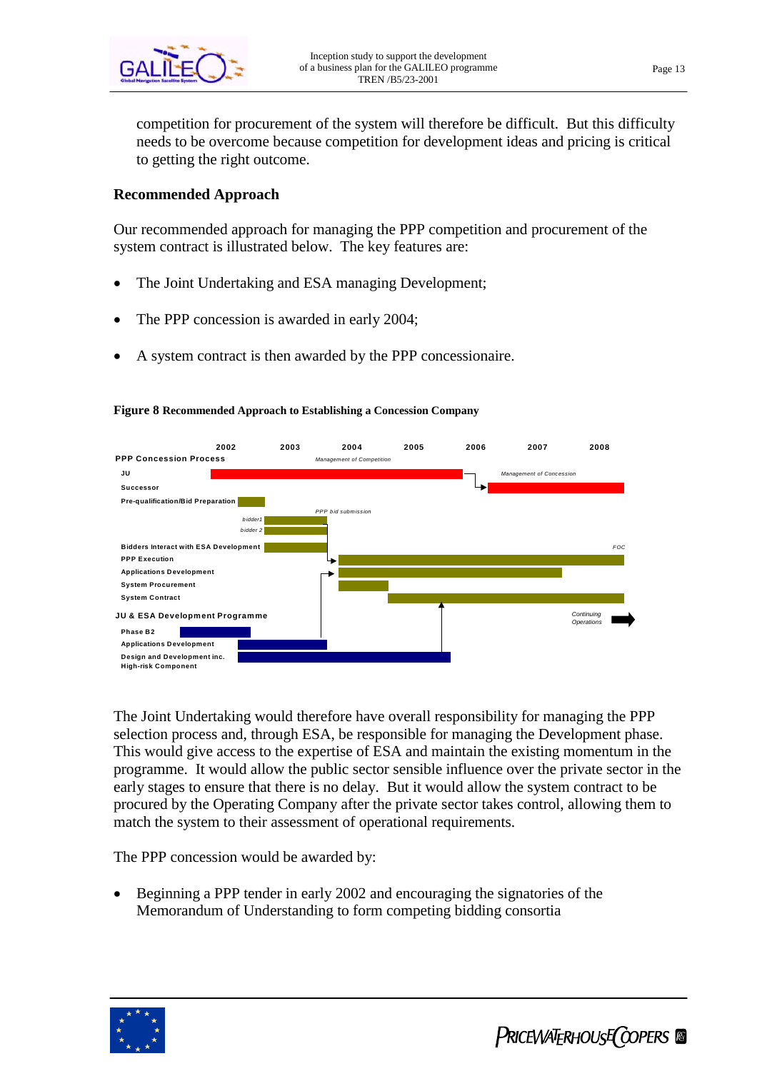competition for procurement of the system will therefore be difficult. But this difficulty needs to be overcome because competition for development ideas and pricing is critical to getting the right outcome.

### Recommended Approach

Our recommended approach for managing the PPP competition and procurement of the system contract is illustrated below. The key features are:

- The Joint Undertaking and ESA managing Development;
- The PPP concession is awarded in early 2004;
- A system contract is then awarded by the PPP concessionaire.

**Figure 8 Recommended Approach to Establishing a Concession Company**

| | 2002 | 2003 | 2004 | 2005 | 2006 | 2007 | 2008 |
|---|---|---|---|---|---|---|---|
| **PPP Concession Process** | | | *Management of Competition* | | | | |
| JU | | | | | | *Management of Concession* | |
| Successor | | | | | | | |
| Pre-qualification/Bid Preparation | | | *PPP bid submission* | | | | |
| *bidder1* | | | | | | | |
| *bidder 2* | | | | | | | |
| Bidders Interact with ESA Development | | | | | | | *FOC* |
| PPP Execution | | | | | | | |
| Applications Development | | | | | | | |
| System Procurement | | | | | | | |
| System Contract | | | | | | | |
| **JU & ESA Development Programme** | | | | | | *Continuing Operations* | |
| Phase B2 | | | | | | | |
| Applications Development | | | | | | | |
| Design and Development inc. High-risk Component | | | | | | | |

The Joint Undertaking would therefore have overall responsibility for managing the PPP selection process and, through ESA, be responsible for managing the Development phase. This would give access to the expertise of ESA and maintain the existing momentum in the programme. It would allow the public sector sensible influence over the private sector in the early stages to ensure that there is no delay. But it would allow the system contract to be procured by the Operating Company after the private sector takes control, allowing them to match the system to their assessment of operational requirements.

The PPP concession would be awarded by:

- Beginning a PPP tender in early 2002 and encouraging the signatories of the Memorandum of Understanding to form competing bidding consortia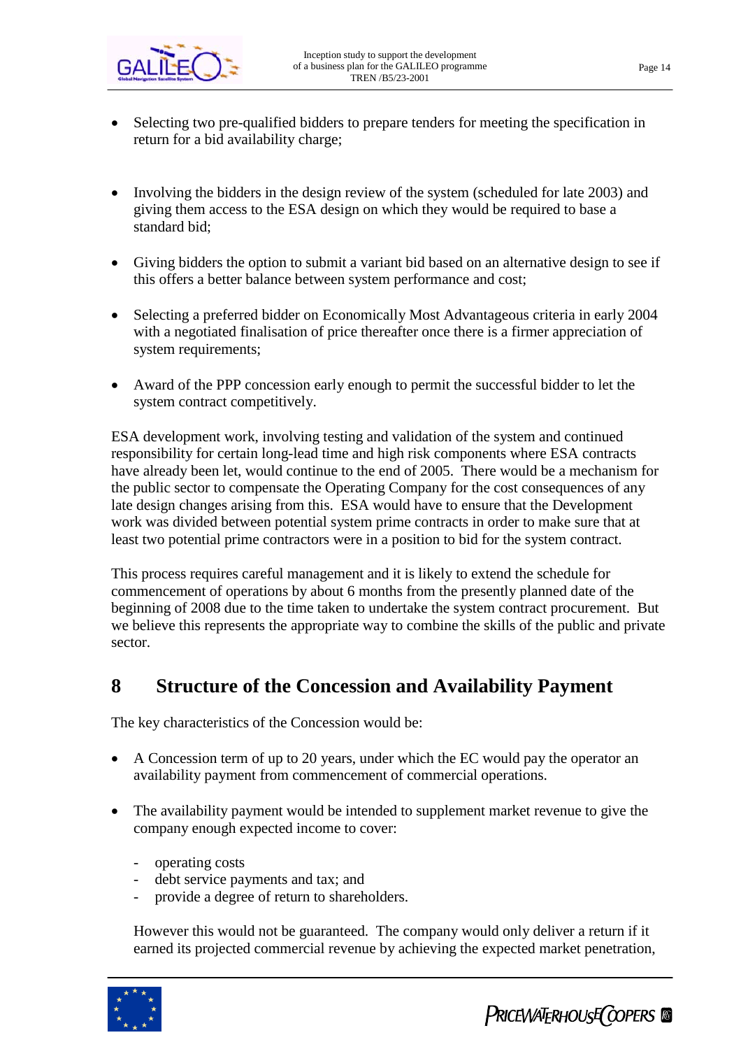- Selecting two pre-qualified bidders to prepare tenders for meeting the specification in return for a bid availability charge;

- Involving the bidders in the design review of the system (scheduled for late 2003) and giving them access to the ESA design on which they would be required to base a standard bid;

- Giving bidders the option to submit a variant bid based on an alternative design to see if this offers a better balance between system performance and cost;

- Selecting a preferred bidder on Economically Most Advantageous criteria in early 2004 with a negotiated finalisation of price thereafter once there is a firmer appreciation of system requirements;

- Award of the PPP concession early enough to permit the successful bidder to let the system contract competitively.

ESA development work, involving testing and validation of the system and continued responsibility for certain long-lead time and high risk components where ESA contracts have already been let, would continue to the end of 2005. There would be a mechanism for the public sector to compensate the Operating Company for the cost consequences of any late design changes arising from this. ESA would have to ensure that the Development work was divided between potential system prime contracts in order to make sure that at least two potential prime contractors were in a position to bid for the system contract.

This process requires careful management and it is likely to extend the schedule for commencement of operations by about 6 months from the presently planned date of the beginning of 2008 due to the time taken to undertake the system contract procurement. But we believe this represents the appropriate way to combine the skills of the public and private sector.

# 8 Structure of the Concession and Availability Payment

The key characteristics of the Concession would be:

- A Concession term of up to 20 years, under which the EC would pay the operator an availability payment from commencement of commercial operations.

- The availability payment would be intended to supplement market revenue to give the company enough expected income to cover:

  - operating costs
  - debt service payments and tax; and
  - provide a degree of return to shareholders.

  However this would not be guaranteed. The company would only deliver a return if it earned its projected commercial revenue by achieving the expected market penetration,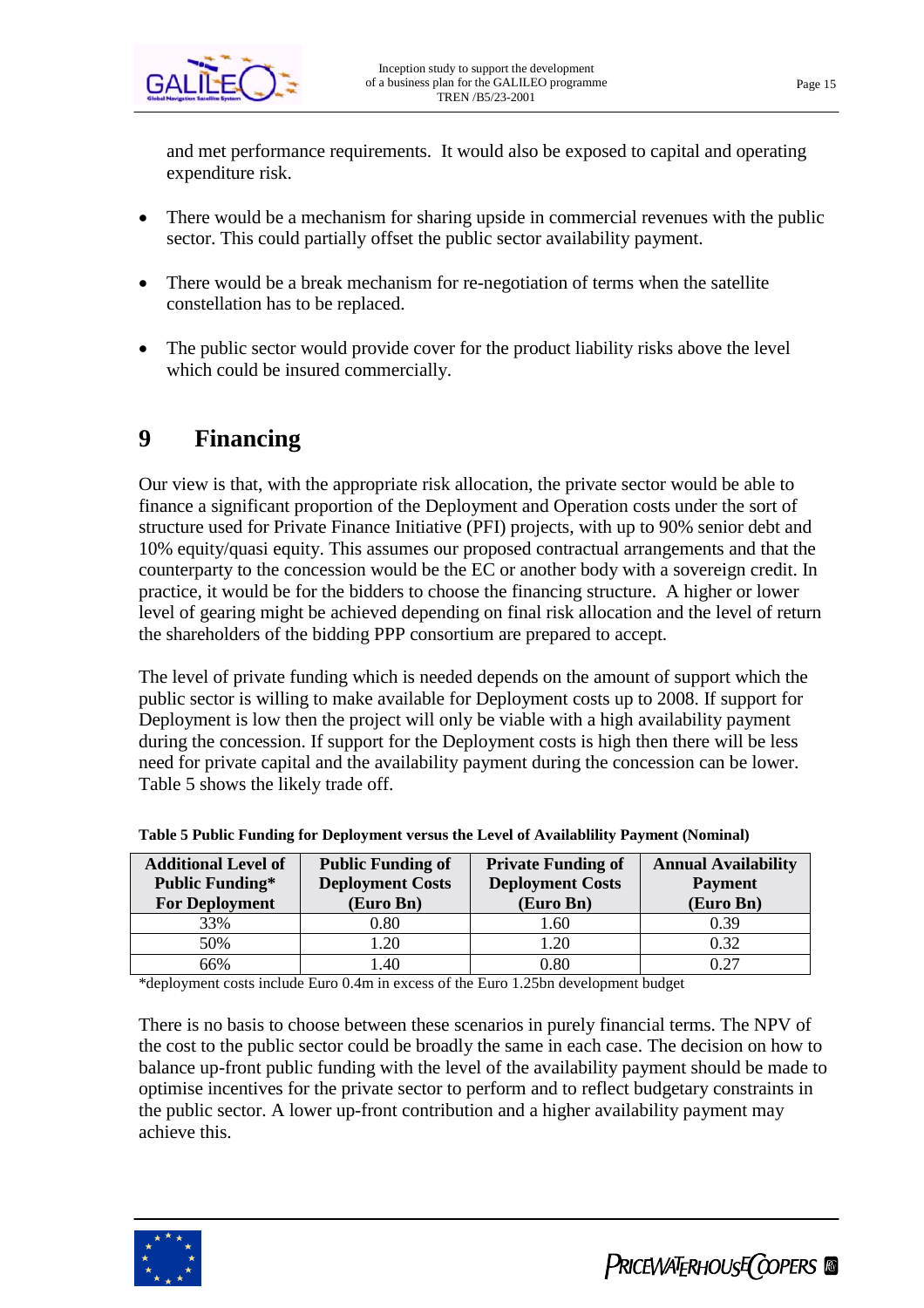and met performance requirements.  It would also be exposed to capital and operating expenditure risk.

- There would be a mechanism for sharing upside in commercial revenues with the public sector. This could partially offset the public sector availability payment.

- There would be a break mechanism for re-negotiation of terms when the satellite constellation has to be replaced.

- The public sector would provide cover for the product liability risks above the level which could be insured commercially.

# 9 Financing

Our view is that, with the appropriate risk allocation, the private sector would be able to finance a significant proportion of the Deployment and Operation costs under the sort of structure used for Private Finance Initiative (PFI) projects, with up to 90% senior debt and 10% equity/quasi equity. This assumes our proposed contractual arrangements and that the counterparty to the concession would be the EC or another body with a sovereign credit. In practice, it would be for the bidders to choose the financing structure.  A higher or lower level of gearing might be achieved depending on final risk allocation and the level of return the shareholders of the bidding PPP consortium are prepared to accept.

The level of private funding which is needed depends on the amount of support which the public sector is willing to make available for Deployment costs up to 2008. If support for Deployment is low then the project will only be viable with a high availability payment during the concession. If support for the Deployment costs is high then there will be less need for private capital and the availability payment during the concession can be lower. Table 5 shows the likely trade off.

**Table 5 Public Funding for Deployment versus the Level of Availablility Payment (Nominal)**

| Additional Level of Public Funding* For Deployment | Public Funding of Deployment Costs (Euro Bn) | Private Funding of Deployment Costs (Euro Bn) | Annual Availability Payment (Euro Bn) |
|---|---|---|---|
| 33% | 0.80 | 1.60 | 0.39 |
| 50% | 1.20 | 1.20 | 0.32 |
| 66% | 1.40 | 0.80 | 0.27 |

*deployment costs include Euro 0.4m in excess of the Euro 1.25bn development budget

There is no basis to choose between these scenarios in purely financial terms. The NPV of the cost to the public sector could be broadly the same in each case. The decision on how to balance up-front public funding with the level of the availability payment should be made to optimise incentives for the private sector to perform and to reflect budgetary constraints in the public sector. A lower up-front contribution and a higher availability payment may achieve this.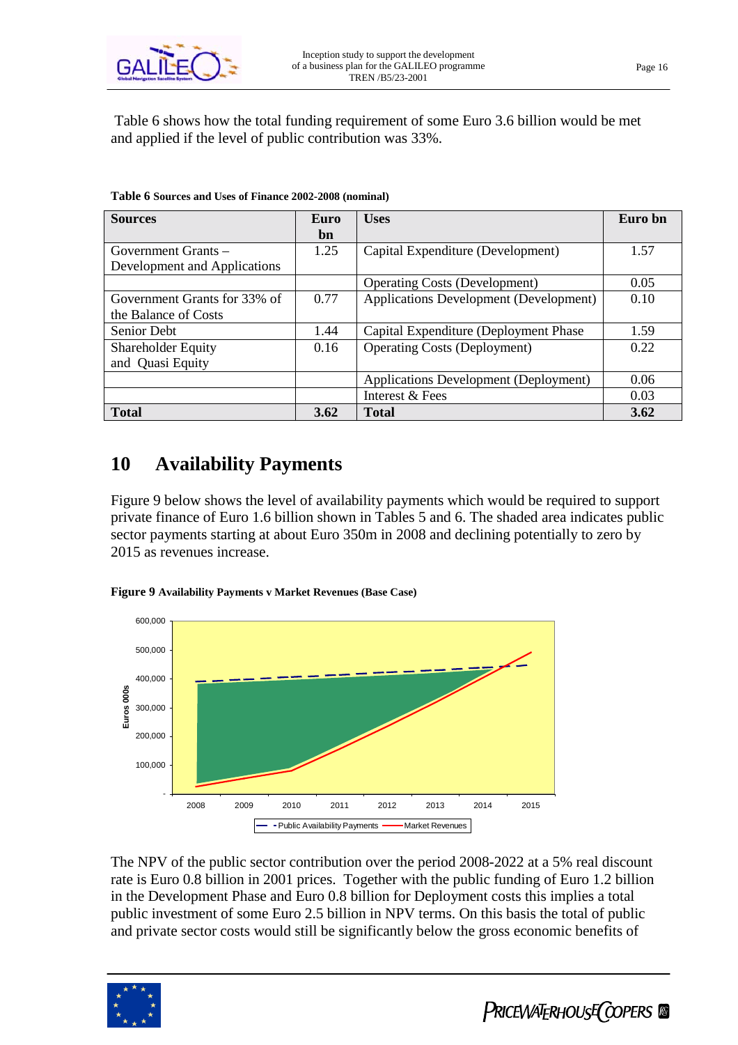Table 6 shows how the total funding requirement of some Euro 3.6 billion would be met and applied if the level of public contribution was 33%.

**Table 6** **Sources and Uses of Finance 2002-2008 (nominal)**

| Sources | Euro bn | Uses | Euro bn |
|---|---|---|---|
| Government Grants – Development and Applications | 1.25 | Capital Expenditure (Development) | 1.57 |
| | | Operating Costs (Development) | 0.05 |
| Government Grants for 33% of the Balance of Costs | 0.77 | Applications Development (Development) | 0.10 |
| Senior Debt | 1.44 | Capital Expenditure (Deployment Phase | 1.59 |
| Shareholder Equity and Quasi Equity | 0.16 | Operating Costs (Deployment) | 0.22 |
| | | Applications Development (Deployment) | 0.06 |
| | | Interest & Fees | 0.03 |
| **Total** | **3.62** | **Total** | **3.62** |

# 10 Availability Payments

Figure 9 below shows the level of availability payments which would be required to support private finance of Euro 1.6 billion shown in Tables 5 and 6. The shaded area indicates public sector payments starting at about Euro 350m in 2008 and declining potentially to zero by 2015 as revenues increase.

**Figure 9** **Availability Payments v Market Revenues (Base Case)**

The NPV of the public sector contribution over the period 2008-2022 at a 5% real discount rate is Euro 0.8 billion in 2001 prices. Together with the public funding of Euro 1.2 billion in the Development Phase and Euro 0.8 billion for Deployment costs this implies a total public investment of some Euro 2.5 billion in NPV terms. On this basis the total of public and private sector costs would still be significantly below the gross economic benefits of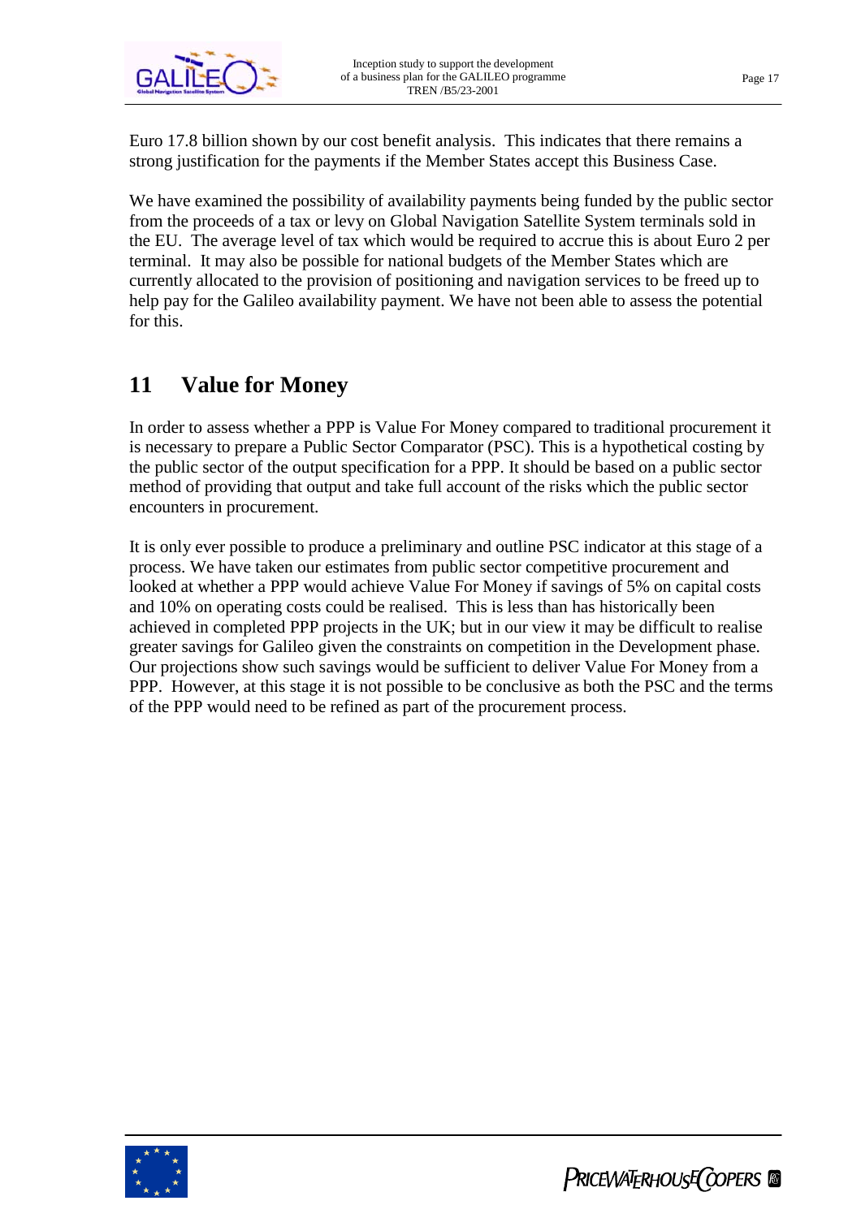Euro 17.8 billion shown by our cost benefit analysis. This indicates that there remains a strong justification for the payments if the Member States accept this Business Case.

We have examined the possibility of availability payments being funded by the public sector from the proceeds of a tax or levy on Global Navigation Satellite System terminals sold in the EU. The average level of tax which would be required to accrue this is about Euro 2 per terminal. It may also be possible for national budgets of the Member States which are currently allocated to the provision of positioning and navigation services to be freed up to help pay for the Galileo availability payment. We have not been able to assess the potential for this.

# 11 Value for Money

In order to assess whether a PPP is Value For Money compared to traditional procurement it is necessary to prepare a Public Sector Comparator (PSC). This is a hypothetical costing by the public sector of the output specification for a PPP. It should be based on a public sector method of providing that output and take full account of the risks which the public sector encounters in procurement.

It is only ever possible to produce a preliminary and outline PSC indicator at this stage of a process. We have taken our estimates from public sector competitive procurement and looked at whether a PPP would achieve Value For Money if savings of 5% on capital costs and 10% on operating costs could be realised. This is less than has historically been achieved in completed PPP projects in the UK; but in our view it may be difficult to realise greater savings for Galileo given the constraints on competition in the Development phase. Our projections show such savings would be sufficient to deliver Value For Money from a PPP. However, at this stage it is not possible to be conclusive as both the PSC and the terms of the PPP would need to be refined as part of the procurement process.